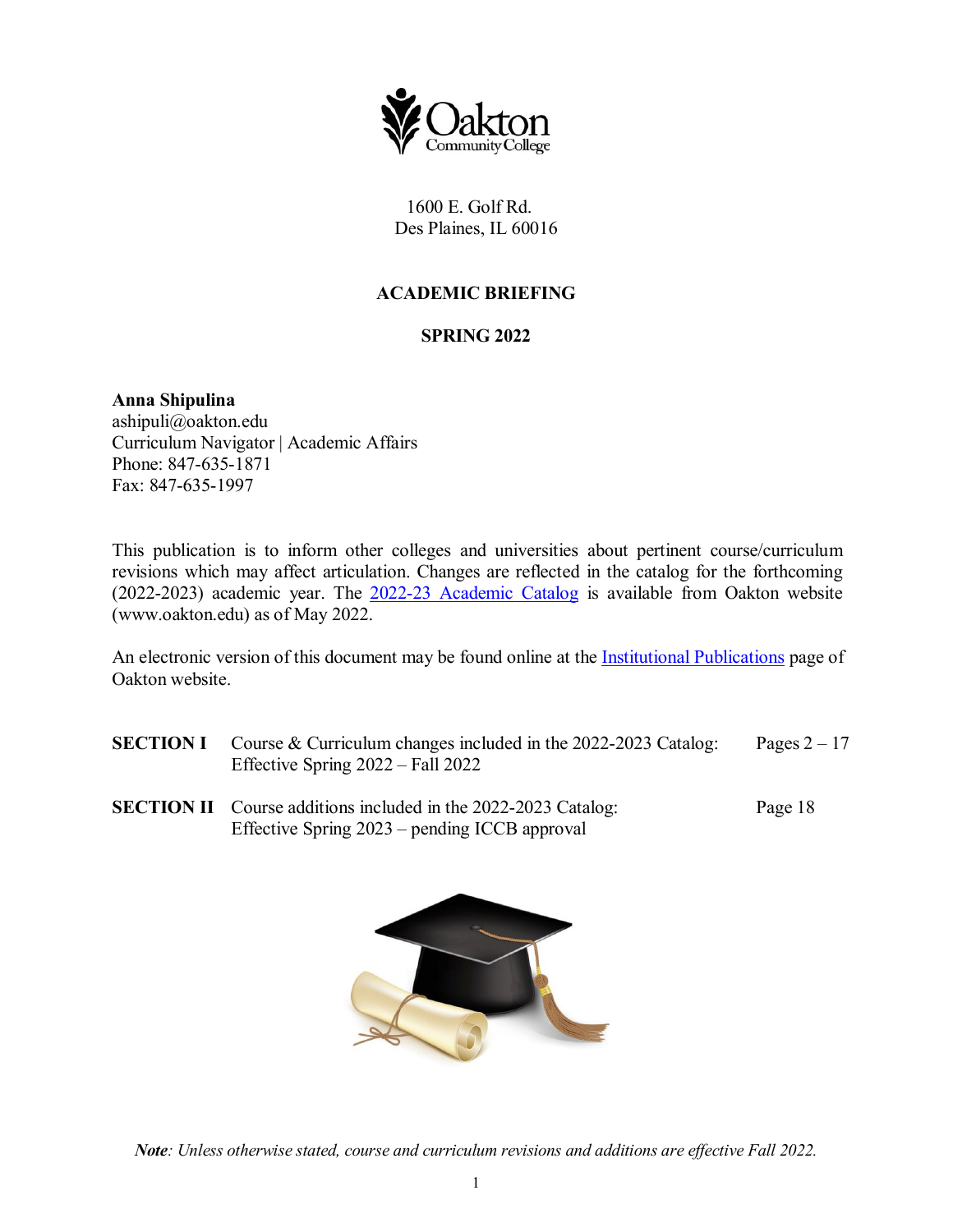Oakton Community College

1600 E. Golf Rd.
Des Plaines, IL 60016

# ACADEMIC BRIEFING

## SPRING 2022

**Anna Shipulina**
ashipuli@oakton.edu
Curriculum Navigator | Academic Affairs
Phone: 847-635-1871
Fax: 847-635-1997

This publication is to inform other colleges and universities about pertinent course/curriculum revisions which may affect articulation. Changes are reflected in the catalog for the forthcoming (2022-2023) academic year. The 2022-23 Academic Catalog is available from Oakton website (www.oakton.edu) as of May 2022.

An electronic version of this document may be found online at the Institutional Publications page of Oakton website.

| | | |
|---|---|---|
| **SECTION I** | Course & Curriculum changes included in the 2022-2023 Catalog: Effective Spring 2022 – Fall 2022 | Pages 2 – 17 |
| **SECTION II** | Course additions included in the 2022-2023 Catalog: Effective Spring 2023 – pending ICCB approval | Page 18 |

***Note**: Unless otherwise stated, course and curriculum revisions and additions are effective Fall 2022.*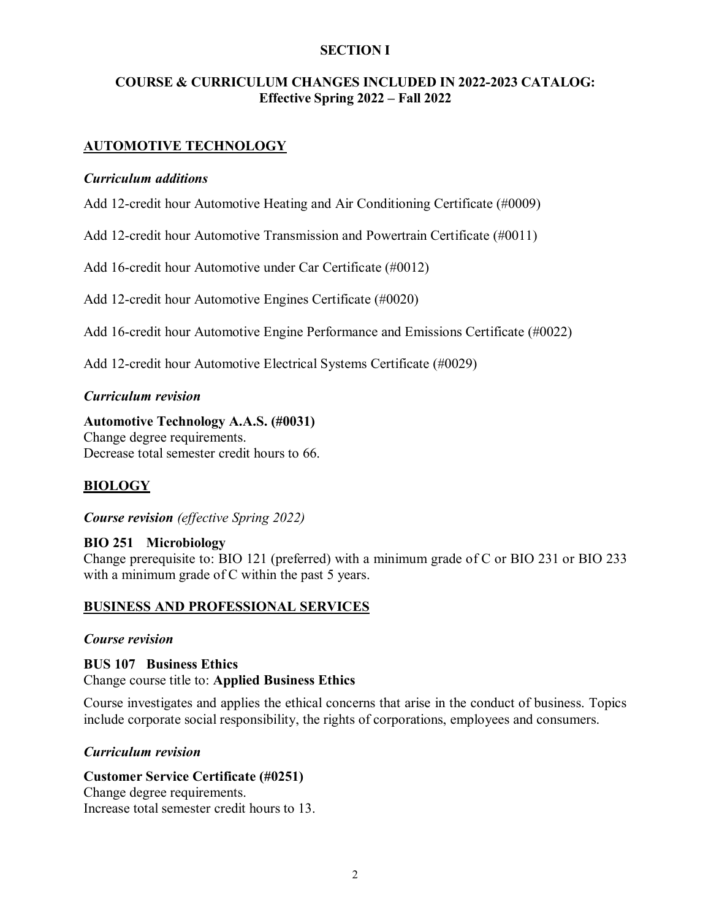# SECTION I

## COURSE & CURRICULUM CHANGES INCLUDED IN 2022-2023 CATALOG: Effective Spring 2022 – Fall 2022

### AUTOMOTIVE TECHNOLOGY

***Curriculum additions***

Add 12-credit hour Automotive Heating and Air Conditioning Certificate (#0009)

Add 12-credit hour Automotive Transmission and Powertrain Certificate (#0011)

Add 16-credit hour Automotive under Car Certificate (#0012)

Add 12-credit hour Automotive Engines Certificate (#0020)

Add 16-credit hour Automotive Engine Performance and Emissions Certificate (#0022)

Add 12-credit hour Automotive Electrical Systems Certificate (#0029)

***Curriculum revision***

**Automotive Technology A.A.S. (#0031)**
Change degree requirements.
Decrease total semester credit hours to 66.

### BIOLOGY

***Course revision*** *(effective Spring 2022)*

**BIO 251 Microbiology**
Change prerequisite to: BIO 121 (preferred) with a minimum grade of C or BIO 231 or BIO 233 with a minimum grade of C within the past 5 years.

### BUSINESS AND PROFESSIONAL SERVICES

***Course revision***

**BUS 107 Business Ethics**
Change course title to: **Applied Business Ethics**

Course investigates and applies the ethical concerns that arise in the conduct of business. Topics include corporate social responsibility, the rights of corporations, employees and consumers.

***Curriculum revision***

**Customer Service Certificate (#0251)**
Change degree requirements.
Increase total semester credit hours to 13.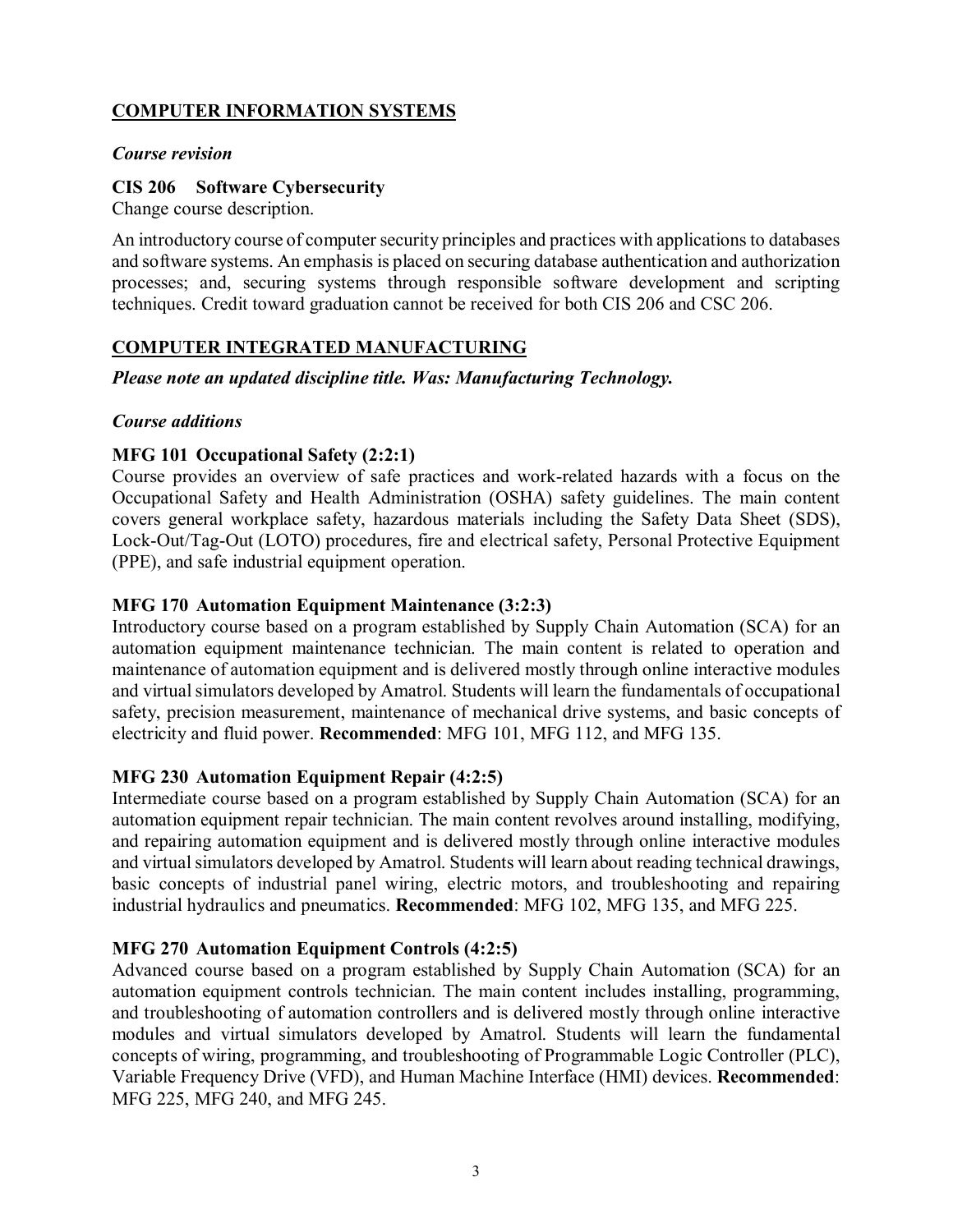## COMPUTER INFORMATION SYSTEMS

***Course revision***

**CIS 206 Software Cybersecurity**

Change course description.

An introductory course of computer security principles and practices with applications to databases and software systems. An emphasis is placed on securing database authentication and authorization processes; and, securing systems through responsible software development and scripting techniques. Credit toward graduation cannot be received for both CIS 206 and CSC 206.

## COMPUTER INTEGRATED MANUFACTURING

***Please note an updated discipline title. Was: Manufacturing Technology.***

***Course additions***

**MFG 101 Occupational Safety (2:2:1)**

Course provides an overview of safe practices and work-related hazards with a focus on the Occupational Safety and Health Administration (OSHA) safety guidelines. The main content covers general workplace safety, hazardous materials including the Safety Data Sheet (SDS), Lock-Out/Tag-Out (LOTO) procedures, fire and electrical safety, Personal Protective Equipment (PPE), and safe industrial equipment operation.

**MFG 170 Automation Equipment Maintenance (3:2:3)**

Introductory course based on a program established by Supply Chain Automation (SCA) for an automation equipment maintenance technician. The main content is related to operation and maintenance of automation equipment and is delivered mostly through online interactive modules and virtual simulators developed by Amatrol. Students will learn the fundamentals of occupational safety, precision measurement, maintenance of mechanical drive systems, and basic concepts of electricity and fluid power. **Recommended**: MFG 101, MFG 112, and MFG 135.

**MFG 230 Automation Equipment Repair (4:2:5)**

Intermediate course based on a program established by Supply Chain Automation (SCA) for an automation equipment repair technician. The main content revolves around installing, modifying, and repairing automation equipment and is delivered mostly through online interactive modules and virtual simulators developed by Amatrol. Students will learn about reading technical drawings, basic concepts of industrial panel wiring, electric motors, and troubleshooting and repairing industrial hydraulics and pneumatics. **Recommended**: MFG 102, MFG 135, and MFG 225.

**MFG 270 Automation Equipment Controls (4:2:5)**

Advanced course based on a program established by Supply Chain Automation (SCA) for an automation equipment controls technician. The main content includes installing, programming, and troubleshooting of automation controllers and is delivered mostly through online interactive modules and virtual simulators developed by Amatrol. Students will learn the fundamental concepts of wiring, programming, and troubleshooting of Programmable Logic Controller (PLC), Variable Frequency Drive (VFD), and Human Machine Interface (HMI) devices. **Recommended**: MFG 225, MFG 240, and MFG 245.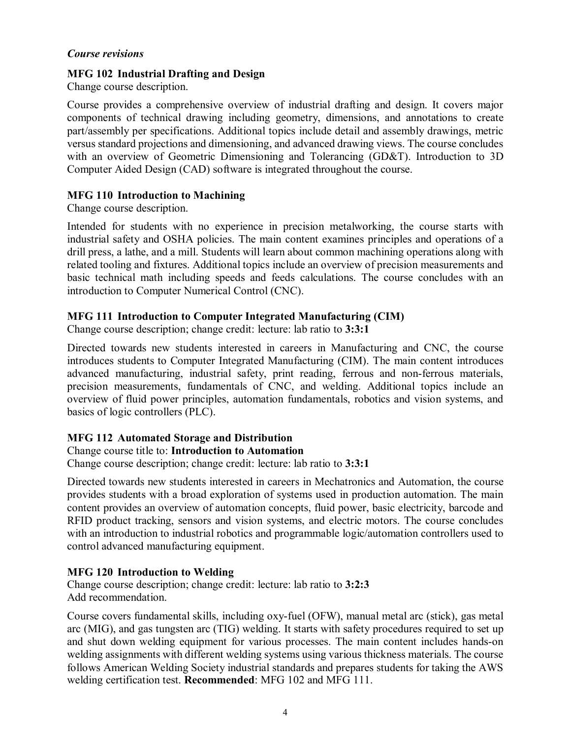*Course revisions*

**MFG 102 Industrial Drafting and Design**

Change course description.

Course provides a comprehensive overview of industrial drafting and design. It covers major components of technical drawing including geometry, dimensions, and annotations to create part/assembly per specifications. Additional topics include detail and assembly drawings, metric versus standard projections and dimensioning, and advanced drawing views. The course concludes with an overview of Geometric Dimensioning and Tolerancing (GD&T). Introduction to 3D Computer Aided Design (CAD) software is integrated throughout the course.

**MFG 110 Introduction to Machining**

Change course description.

Intended for students with no experience in precision metalworking, the course starts with industrial safety and OSHA policies. The main content examines principles and operations of a drill press, a lathe, and a mill. Students will learn about common machining operations along with related tooling and fixtures. Additional topics include an overview of precision measurements and basic technical math including speeds and feeds calculations. The course concludes with an introduction to Computer Numerical Control (CNC).

**MFG 111 Introduction to Computer Integrated Manufacturing (CIM)**

Change course description; change credit: lecture: lab ratio to **3:3:1**

Directed towards new students interested in careers in Manufacturing and CNC, the course introduces students to Computer Integrated Manufacturing (CIM). The main content introduces advanced manufacturing, industrial safety, print reading, ferrous and non-ferrous materials, precision measurements, fundamentals of CNC, and welding. Additional topics include an overview of fluid power principles, automation fundamentals, robotics and vision systems, and basics of logic controllers (PLC).

**MFG 112 Automated Storage and Distribution**

Change course title to: **Introduction to Automation**

Change course description; change credit: lecture: lab ratio to **3:3:1**

Directed towards new students interested in careers in Mechatronics and Automation, the course provides students with a broad exploration of systems used in production automation. The main content provides an overview of automation concepts, fluid power, basic electricity, barcode and RFID product tracking, sensors and vision systems, and electric motors. The course concludes with an introduction to industrial robotics and programmable logic/automation controllers used to control advanced manufacturing equipment.

**MFG 120 Introduction to Welding**

Change course description; change credit: lecture: lab ratio to **3:2:3**

Add recommendation.

Course covers fundamental skills, including oxy-fuel (OFW), manual metal arc (stick), gas metal arc (MIG), and gas tungsten arc (TIG) welding. It starts with safety procedures required to set up and shut down welding equipment for various processes. The main content includes hands-on welding assignments with different welding systems using various thickness materials. The course follows American Welding Society industrial standards and prepares students for taking the AWS welding certification test. **Recommended**: MFG 102 and MFG 111.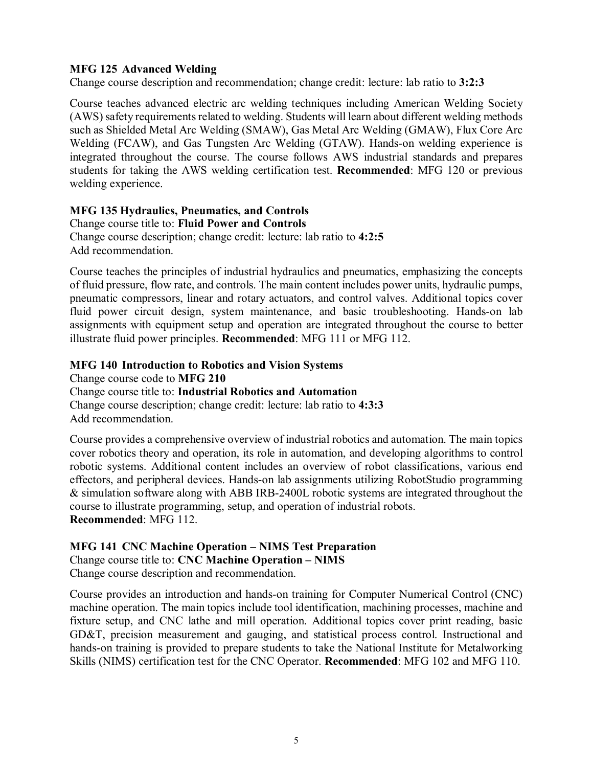**MFG 125 Advanced Welding**
Change course description and recommendation; change credit: lecture: lab ratio to **3:2:3**

Course teaches advanced electric arc welding techniques including American Welding Society (AWS) safety requirements related to welding. Students will learn about different welding methods such as Shielded Metal Arc Welding (SMAW), Gas Metal Arc Welding (GMAW), Flux Core Arc Welding (FCAW), and Gas Tungsten Arc Welding (GTAW). Hands-on welding experience is integrated throughout the course. The course follows AWS industrial standards and prepares students for taking the AWS welding certification test. **Recommended**: MFG 120 or previous welding experience.

**MFG 135 Hydraulics, Pneumatics, and Controls**
Change course title to: **Fluid Power and Controls**
Change course description; change credit: lecture: lab ratio to **4:2:5**
Add recommendation.

Course teaches the principles of industrial hydraulics and pneumatics, emphasizing the concepts of fluid pressure, flow rate, and controls. The main content includes power units, hydraulic pumps, pneumatic compressors, linear and rotary actuators, and control valves. Additional topics cover fluid power circuit design, system maintenance, and basic troubleshooting. Hands-on lab assignments with equipment setup and operation are integrated throughout the course to better illustrate fluid power principles. **Recommended**: MFG 111 or MFG 112.

**MFG 140 Introduction to Robotics and Vision Systems**
Change course code to **MFG 210**
Change course title to: **Industrial Robotics and Automation**
Change course description; change credit: lecture: lab ratio to **4:3:3**
Add recommendation.

Course provides a comprehensive overview of industrial robotics and automation. The main topics cover robotics theory and operation, its role in automation, and developing algorithms to control robotic systems. Additional content includes an overview of robot classifications, various end effectors, and peripheral devices. Hands-on lab assignments utilizing RobotStudio programming & simulation software along with ABB IRB-2400L robotic systems are integrated throughout the course to illustrate programming, setup, and operation of industrial robots.
**Recommended**: MFG 112.

**MFG 141 CNC Machine Operation – NIMS Test Preparation**
Change course title to: **CNC Machine Operation – NIMS**
Change course description and recommendation.

Course provides an introduction and hands-on training for Computer Numerical Control (CNC) machine operation. The main topics include tool identification, machining processes, machine and fixture setup, and CNC lathe and mill operation. Additional topics cover print reading, basic GD&T, precision measurement and gauging, and statistical process control. Instructional and hands-on training is provided to prepare students to take the National Institute for Metalworking Skills (NIMS) certification test for the CNC Operator. **Recommended**: MFG 102 and MFG 110.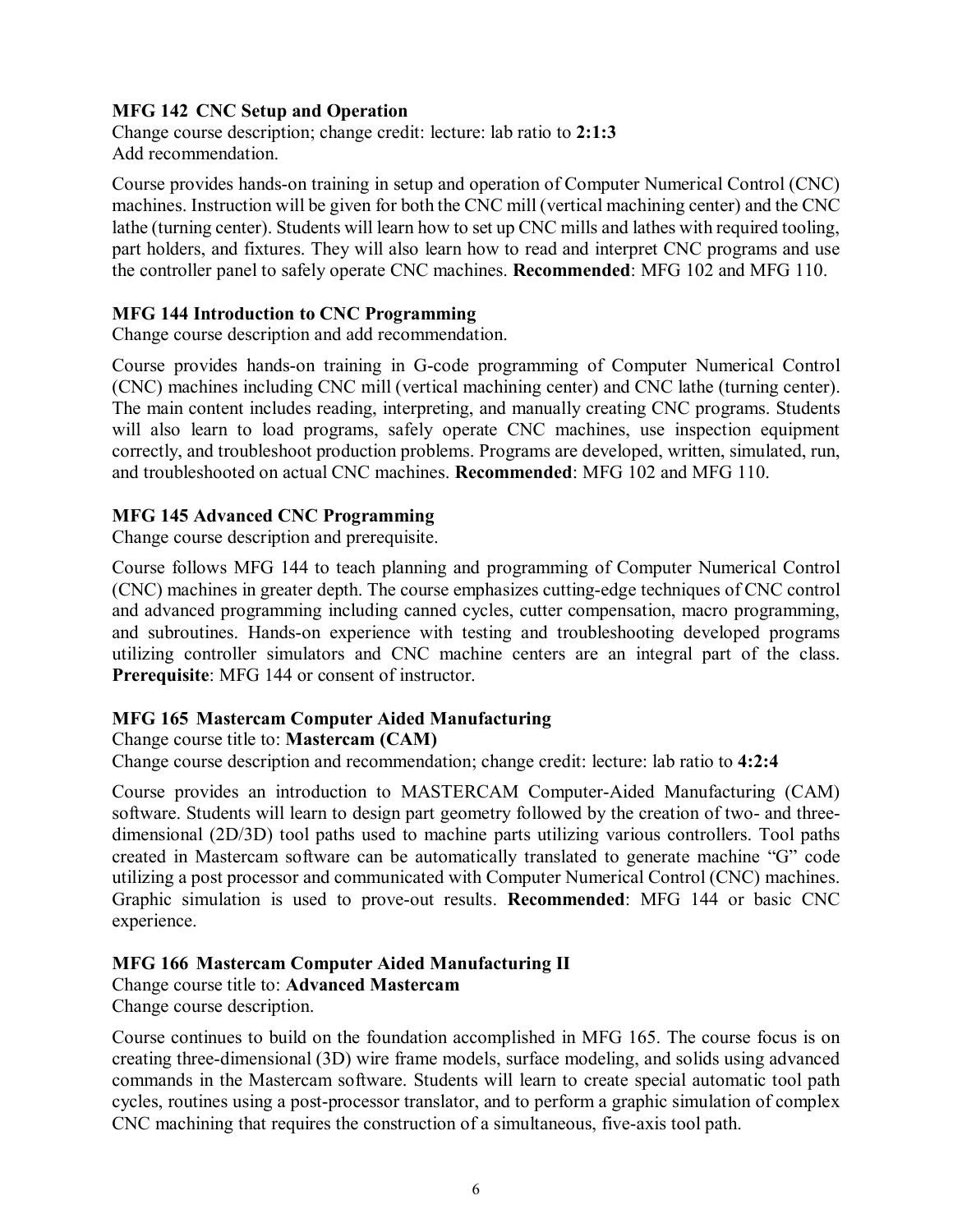**MFG 142 CNC Setup and Operation**
Change course description; change credit: lecture: lab ratio to **2:1:3**
Add recommendation.

Course provides hands-on training in setup and operation of Computer Numerical Control (CNC) machines. Instruction will be given for both the CNC mill (vertical machining center) and the CNC lathe (turning center). Students will learn how to set up CNC mills and lathes with required tooling, part holders, and fixtures. They will also learn how to read and interpret CNC programs and use the controller panel to safely operate CNC machines. **Recommended**: MFG 102 and MFG 110.

**MFG 144 Introduction to CNC Programming**
Change course description and add recommendation.

Course provides hands-on training in G-code programming of Computer Numerical Control (CNC) machines including CNC mill (vertical machining center) and CNC lathe (turning center). The main content includes reading, interpreting, and manually creating CNC programs. Students will also learn to load programs, safely operate CNC machines, use inspection equipment correctly, and troubleshoot production problems. Programs are developed, written, simulated, run, and troubleshooted on actual CNC machines. **Recommended**: MFG 102 and MFG 110.

**MFG 145 Advanced CNC Programming**
Change course description and prerequisite.

Course follows MFG 144 to teach planning and programming of Computer Numerical Control (CNC) machines in greater depth. The course emphasizes cutting-edge techniques of CNC control and advanced programming including canned cycles, cutter compensation, macro programming, and subroutines. Hands-on experience with testing and troubleshooting developed programs utilizing controller simulators and CNC machine centers are an integral part of the class. **Prerequisite**: MFG 144 or consent of instructor.

**MFG 165 Mastercam Computer Aided Manufacturing**
Change course title to: **Mastercam (CAM)**
Change course description and recommendation; change credit: lecture: lab ratio to **4:2:4**

Course provides an introduction to MASTERCAM Computer-Aided Manufacturing (CAM) software. Students will learn to design part geometry followed by the creation of two- and three-dimensional (2D/3D) tool paths used to machine parts utilizing various controllers. Tool paths created in Mastercam software can be automatically translated to generate machine "G" code utilizing a post processor and communicated with Computer Numerical Control (CNC) machines. Graphic simulation is used to prove-out results. **Recommended**: MFG 144 or basic CNC experience.

**MFG 166 Mastercam Computer Aided Manufacturing II**
Change course title to: **Advanced Mastercam**
Change course description.

Course continues to build on the foundation accomplished in MFG 165. The course focus is on creating three-dimensional (3D) wire frame models, surface modeling, and solids using advanced commands in the Mastercam software. Students will learn to create special automatic tool path cycles, routines using a post-processor translator, and to perform a graphic simulation of complex CNC machining that requires the construction of a simultaneous, five-axis tool path.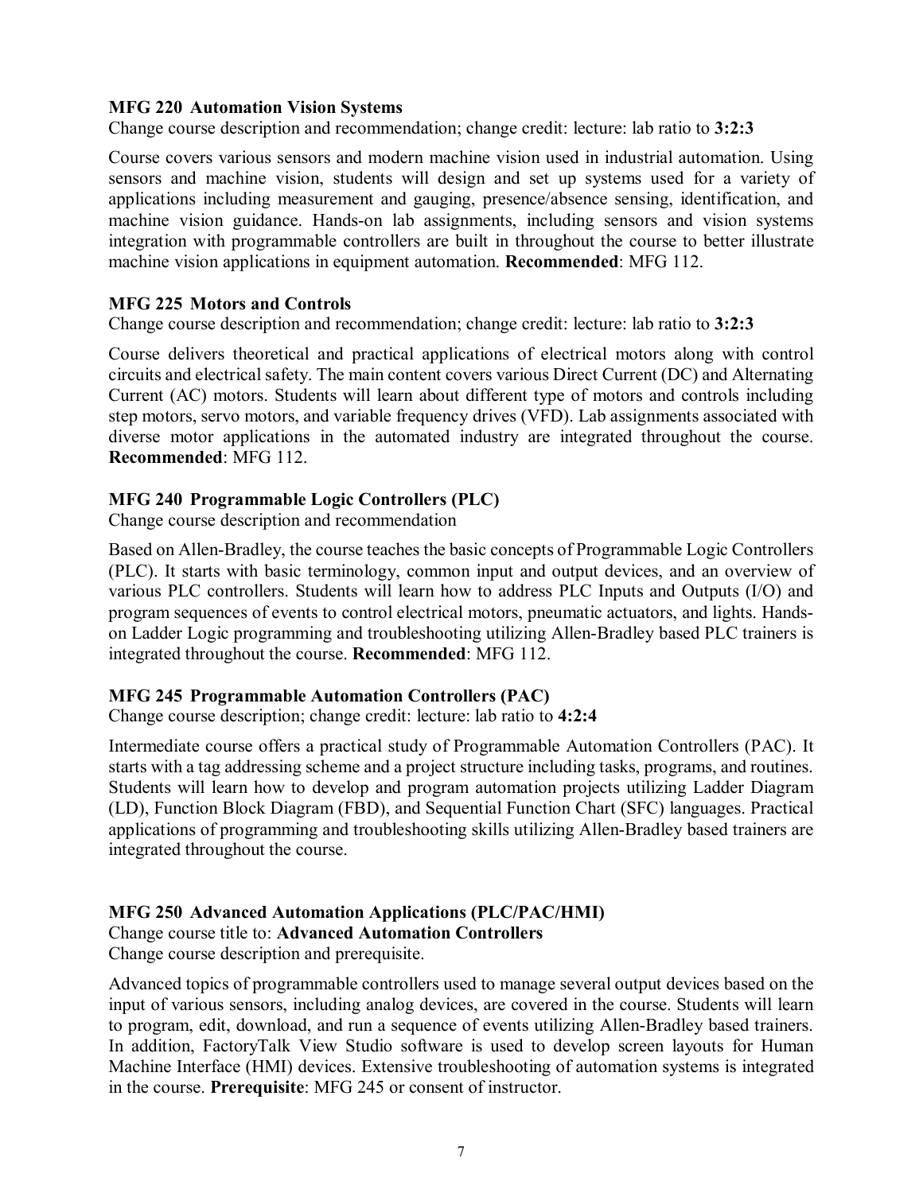**MFG 220 Automation Vision Systems**

Change course description and recommendation; change credit: lecture: lab ratio to **3:2:3**

Course covers various sensors and modern machine vision used in industrial automation. Using sensors and machine vision, students will design and set up systems used for a variety of applications including measurement and gauging, presence/absence sensing, identification, and machine vision guidance. Hands-on lab assignments, including sensors and vision systems integration with programmable controllers are built in throughout the course to better illustrate machine vision applications in equipment automation. **Recommended**: MFG 112.

**MFG 225 Motors and Controls**

Change course description and recommendation; change credit: lecture: lab ratio to **3:2:3**

Course delivers theoretical and practical applications of electrical motors along with control circuits and electrical safety. The main content covers various Direct Current (DC) and Alternating Current (AC) motors. Students will learn about different type of motors and controls including step motors, servo motors, and variable frequency drives (VFD). Lab assignments associated with diverse motor applications in the automated industry are integrated throughout the course. **Recommended**: MFG 112.

**MFG 240 Programmable Logic Controllers (PLC)**

Change course description and recommendation

Based on Allen-Bradley, the course teaches the basic concepts of Programmable Logic Controllers (PLC). It starts with basic terminology, common input and output devices, and an overview of various PLC controllers. Students will learn how to address PLC Inputs and Outputs (I/O) and program sequences of events to control electrical motors, pneumatic actuators, and lights. Hands-on Ladder Logic programming and troubleshooting utilizing Allen-Bradley based PLC trainers is integrated throughout the course. **Recommended**: MFG 112.

**MFG 245 Programmable Automation Controllers (PAC)**

Change course description; change credit: lecture: lab ratio to **4:2:4**

Intermediate course offers a practical study of Programmable Automation Controllers (PAC). It starts with a tag addressing scheme and a project structure including tasks, programs, and routines. Students will learn how to develop and program automation projects utilizing Ladder Diagram (LD), Function Block Diagram (FBD), and Sequential Function Chart (SFC) languages. Practical applications of programming and troubleshooting skills utilizing Allen-Bradley based trainers are integrated throughout the course.

**MFG 250 Advanced Automation Applications (PLC/PAC/HMI)**

Change course title to: **Advanced Automation Controllers**

Change course description and prerequisite.

Advanced topics of programmable controllers used to manage several output devices based on the input of various sensors, including analog devices, are covered in the course. Students will learn to program, edit, download, and run a sequence of events utilizing Allen-Bradley based trainers. In addition, FactoryTalk View Studio software is used to develop screen layouts for Human Machine Interface (HMI) devices. Extensive troubleshooting of automation systems is integrated in the course. **Prerequisite**: MFG 245 or consent of instructor.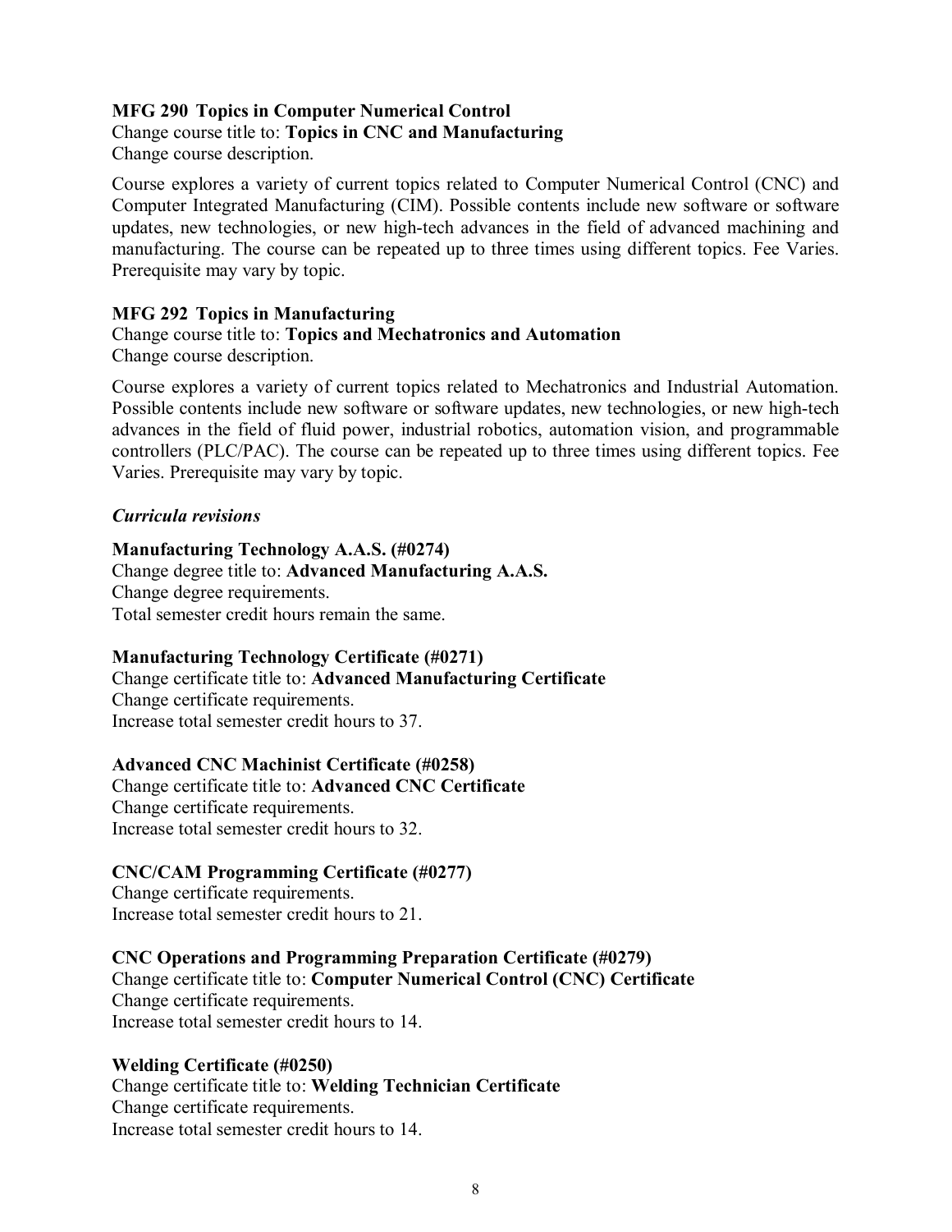**MFG 290 Topics in Computer Numerical Control**
Change course title to: **Topics in CNC and Manufacturing**
Change course description.

Course explores a variety of current topics related to Computer Numerical Control (CNC) and Computer Integrated Manufacturing (CIM). Possible contents include new software or software updates, new technologies, or new high-tech advances in the field of advanced machining and manufacturing. The course can be repeated up to three times using different topics. Fee Varies. Prerequisite may vary by topic.

**MFG 292 Topics in Manufacturing**
Change course title to: **Topics and Mechatronics and Automation**
Change course description.

Course explores a variety of current topics related to Mechatronics and Industrial Automation. Possible contents include new software or software updates, new technologies, or new high-tech advances in the field of fluid power, industrial robotics, automation vision, and programmable controllers (PLC/PAC). The course can be repeated up to three times using different topics. Fee Varies. Prerequisite may vary by topic.

*Curricula revisions*

**Manufacturing Technology A.A.S. (#0274)**
Change degree title to: **Advanced Manufacturing A.A.S.**
Change degree requirements.
Total semester credit hours remain the same.

**Manufacturing Technology Certificate (#0271)**
Change certificate title to: **Advanced Manufacturing Certificate**
Change certificate requirements.
Increase total semester credit hours to 37.

**Advanced CNC Machinist Certificate (#0258)**
Change certificate title to: **Advanced CNC Certificate**
Change certificate requirements.
Increase total semester credit hours to 32.

**CNC/CAM Programming Certificate (#0277)**
Change certificate requirements.
Increase total semester credit hours to 21.

**CNC Operations and Programming Preparation Certificate (#0279)**
Change certificate title to: **Computer Numerical Control (CNC) Certificate**
Change certificate requirements.
Increase total semester credit hours to 14.

**Welding Certificate (#0250)**
Change certificate title to: **Welding Technician Certificate**
Change certificate requirements.
Increase total semester credit hours to 14.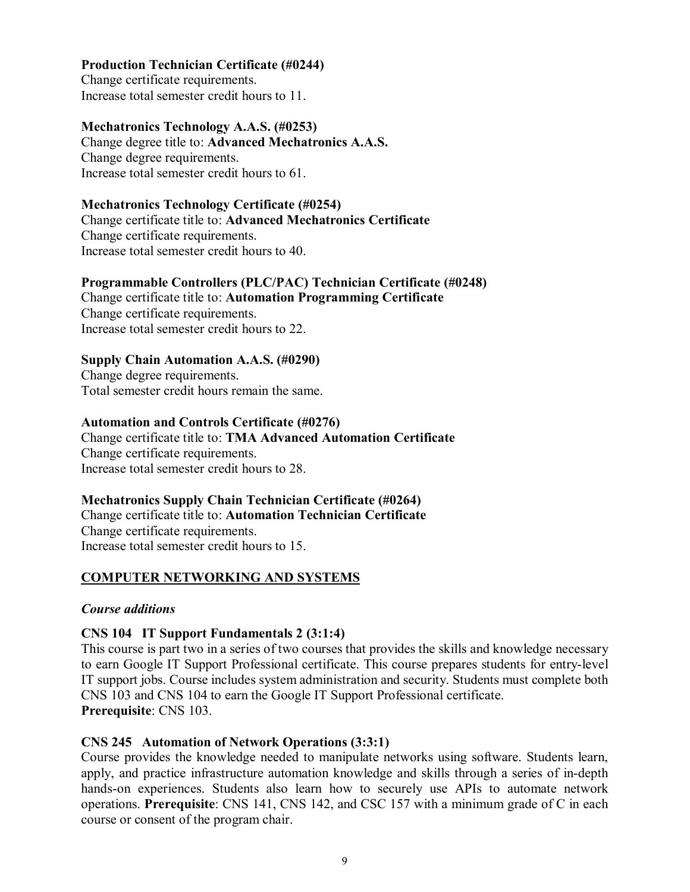**Production Technician Certificate (#0244)**
Change certificate requirements.
Increase total semester credit hours to 11.

**Mechatronics Technology A.A.S. (#0253)**
Change degree title to: **Advanced Mechatronics A.A.S.**
Change degree requirements.
Increase total semester credit hours to 61.

**Mechatronics Technology Certificate (#0254)**
Change certificate title to: **Advanced Mechatronics Certificate**
Change certificate requirements.
Increase total semester credit hours to 40.

**Programmable Controllers (PLC/PAC) Technician Certificate (#0248)**
Change certificate title to: **Automation Programming Certificate**
Change certificate requirements.
Increase total semester credit hours to 22.

**Supply Chain Automation A.A.S. (#0290)**
Change degree requirements.
Total semester credit hours remain the same.

**Automation and Controls Certificate (#0276)**
Change certificate title to: **TMA Advanced Automation Certificate**
Change certificate requirements.
Increase total semester credit hours to 28.

**Mechatronics Supply Chain Technician Certificate (#0264)**
Change certificate title to: **Automation Technician Certificate**
Change certificate requirements.
Increase total semester credit hours to 15.

## COMPUTER NETWORKING AND SYSTEMS

*Course additions*

**CNS 104 IT Support Fundamentals 2 (3:1:4)**
This course is part two in a series of two courses that provides the skills and knowledge necessary to earn Google IT Support Professional certificate. This course prepares students for entry-level IT support jobs. Course includes system administration and security. Students must complete both CNS 103 and CNS 104 to earn the Google IT Support Professional certificate.
**Prerequisite**: CNS 103.

**CNS 245 Automation of Network Operations (3:3:1)**
Course provides the knowledge needed to manipulate networks using software. Students learn, apply, and practice infrastructure automation knowledge and skills through a series of in-depth hands-on experiences. Students also learn how to securely use APIs to automate network operations. **Prerequisite**: CNS 141, CNS 142, and CSC 157 with a minimum grade of C in each course or consent of the program chair.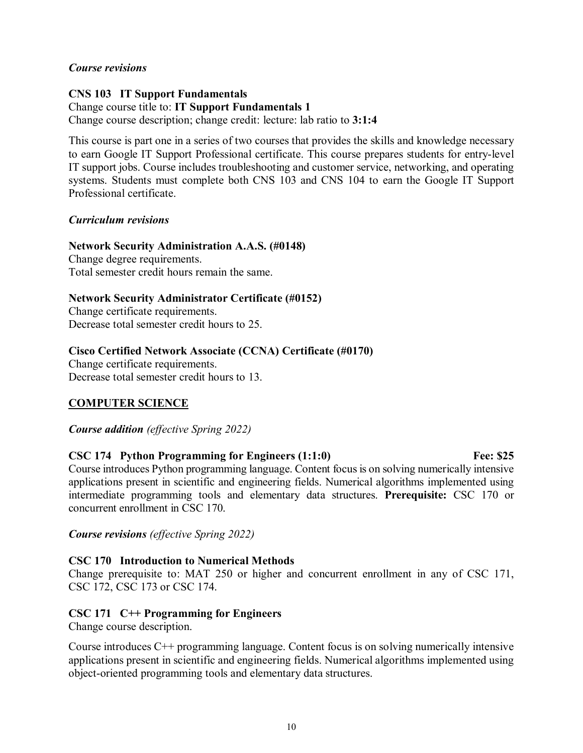*Course revisions*

**CNS 103 IT Support Fundamentals**
Change course title to: **IT Support Fundamentals 1**
Change course description; change credit: lecture: lab ratio to **3:1:4**

This course is part one in a series of two courses that provides the skills and knowledge necessary to earn Google IT Support Professional certificate. This course prepares students for entry-level IT support jobs. Course includes troubleshooting and customer service, networking, and operating systems. Students must complete both CNS 103 and CNS 104 to earn the Google IT Support Professional certificate.

*Curriculum revisions*

**Network Security Administration A.A.S. (#0148)**
Change degree requirements.
Total semester credit hours remain the same.

**Network Security Administrator Certificate (#0152)**
Change certificate requirements.
Decrease total semester credit hours to 25.

**Cisco Certified Network Associate (CCNA) Certificate (#0170)**
Change certificate requirements.
Decrease total semester credit hours to 13.

## COMPUTER SCIENCE

***Course addition*** *(effective Spring 2022)*

**CSC 174 Python Programming for Engineers (1:1:0)** **Fee: $25**
Course introduces Python programming language. Content focus is on solving numerically intensive applications present in scientific and engineering fields. Numerical algorithms implemented using intermediate programming tools and elementary data structures. **Prerequisite:** CSC 170 or concurrent enrollment in CSC 170.

***Course revisions*** *(effective Spring 2022)*

**CSC 170 Introduction to Numerical Methods**
Change prerequisite to: MAT 250 or higher and concurrent enrollment in any of CSC 171, CSC 172, CSC 173 or CSC 174.

**CSC 171 C++ Programming for Engineers**
Change course description.

Course introduces C++ programming language. Content focus is on solving numerically intensive applications present in scientific and engineering fields. Numerical algorithms implemented using object-oriented programming tools and elementary data structures.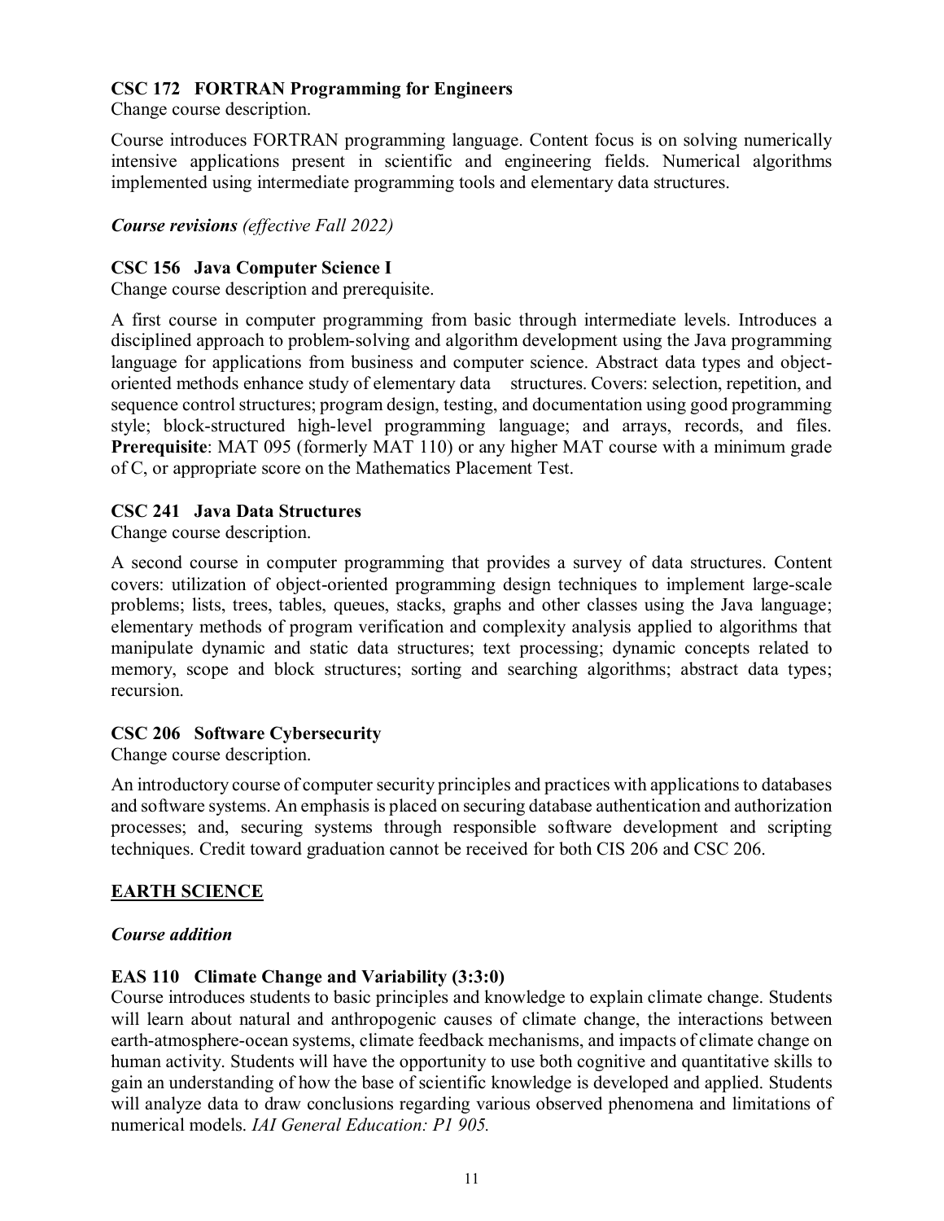### CSC 172 FORTRAN Programming for Engineers

Change course description.

Course introduces FORTRAN programming language. Content focus is on solving numerically intensive applications present in scientific and engineering fields. Numerical algorithms implemented using intermediate programming tools and elementary data structures.

***Course revisions*** *(effective Fall 2022)*

### CSC 156 Java Computer Science I

Change course description and prerequisite.

A first course in computer programming from basic through intermediate levels. Introduces a disciplined approach to problem-solving and algorithm development using the Java programming language for applications from business and computer science. Abstract data types and object-oriented methods enhance study of elementary data structures. Covers: selection, repetition, and sequence control structures; program design, testing, and documentation using good programming style; block-structured high-level programming language; and arrays, records, and files. **Prerequisite**: MAT 095 (formerly MAT 110) or any higher MAT course with a minimum grade of C, or appropriate score on the Mathematics Placement Test.

### CSC 241 Java Data Structures

Change course description.

A second course in computer programming that provides a survey of data structures. Content covers: utilization of object-oriented programming design techniques to implement large-scale problems; lists, trees, tables, queues, stacks, graphs and other classes using the Java language; elementary methods of program verification and complexity analysis applied to algorithms that manipulate dynamic and static data structures; text processing; dynamic concepts related to memory, scope and block structures; sorting and searching algorithms; abstract data types; recursion.

### CSC 206 Software Cybersecurity

Change course description.

An introductory course of computer security principles and practices with applications to databases and software systems. An emphasis is placed on securing database authentication and authorization processes; and, securing systems through responsible software development and scripting techniques. Credit toward graduation cannot be received for both CIS 206 and CSC 206.

## EARTH SCIENCE

***Course addition***

### EAS 110 Climate Change and Variability (3:3:0)

Course introduces students to basic principles and knowledge to explain climate change. Students will learn about natural and anthropogenic causes of climate change, the interactions between earth-atmosphere-ocean systems, climate feedback mechanisms, and impacts of climate change on human activity. Students will have the opportunity to use both cognitive and quantitative skills to gain an understanding of how the base of scientific knowledge is developed and applied. Students will analyze data to draw conclusions regarding various observed phenomena and limitations of numerical models. *IAI General Education: P1 905.*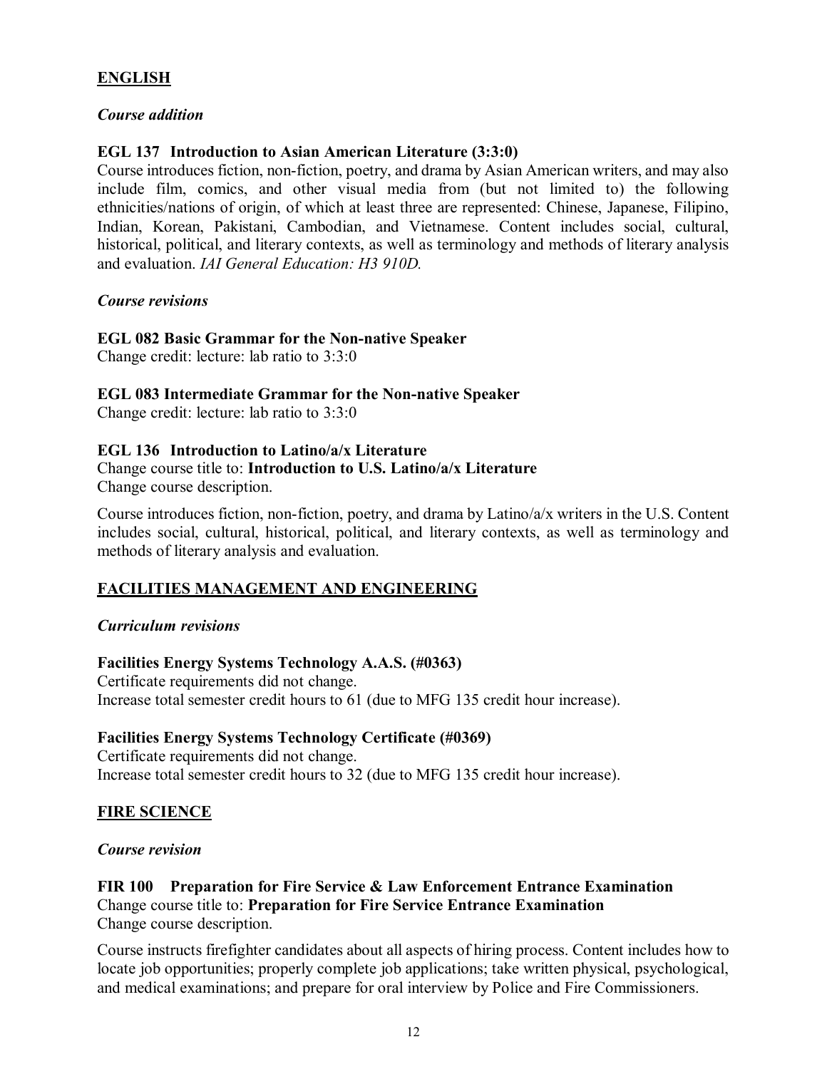## ENGLISH

### *Course addition*

**EGL 137 Introduction to Asian American Literature (3:3:0)**
Course introduces fiction, non-fiction, poetry, and drama by Asian American writers, and may also include film, comics, and other visual media from (but not limited to) the following ethnicities/nations of origin, of which at least three are represented: Chinese, Japanese, Filipino, Indian, Korean, Pakistani, Cambodian, and Vietnamese. Content includes social, cultural, historical, political, and literary contexts, as well as terminology and methods of literary analysis and evaluation. *IAI General Education: H3 910D.*

### *Course revisions*

**EGL 082 Basic Grammar for the Non-native Speaker**
Change credit: lecture: lab ratio to 3:3:0

**EGL 083 Intermediate Grammar for the Non-native Speaker**
Change credit: lecture: lab ratio to 3:3:0

**EGL 136 Introduction to Latino/a/x Literature**
Change course title to: **Introduction to U.S. Latino/a/x Literature**
Change course description.

Course introduces fiction, non-fiction, poetry, and drama by Latino/a/x writers in the U.S. Content includes social, cultural, historical, political, and literary contexts, as well as terminology and methods of literary analysis and evaluation.

## FACILITIES MANAGEMENT AND ENGINEERING

### *Curriculum revisions*

**Facilities Energy Systems Technology A.A.S. (#0363)**
Certificate requirements did not change.
Increase total semester credit hours to 61 (due to MFG 135 credit hour increase).

**Facilities Energy Systems Technology Certificate (#0369)**
Certificate requirements did not change.
Increase total semester credit hours to 32 (due to MFG 135 credit hour increase).

## FIRE SCIENCE

### *Course revision*

**FIR 100 Preparation for Fire Service & Law Enforcement Entrance Examination**
Change course title to: **Preparation for Fire Service Entrance Examination**
Change course description.

Course instructs firefighter candidates about all aspects of hiring process. Content includes how to locate job opportunities; properly complete job applications; take written physical, psychological, and medical examinations; and prepare for oral interview by Police and Fire Commissioners.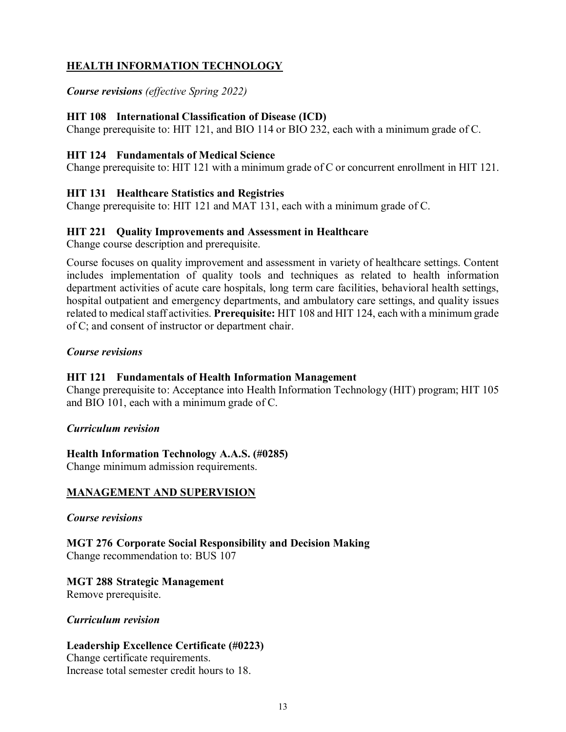## HEALTH INFORMATION TECHNOLOGY

***Course revisions*** *(effective Spring 2022)*

**HIT 108 International Classification of Disease (ICD)**
Change prerequisite to: HIT 121, and BIO 114 or BIO 232, each with a minimum grade of C.

**HIT 124 Fundamentals of Medical Science**
Change prerequisite to: HIT 121 with a minimum grade of C or concurrent enrollment in HIT 121.

**HIT 131 Healthcare Statistics and Registries**
Change prerequisite to: HIT 121 and MAT 131, each with a minimum grade of C.

**HIT 221 Quality Improvements and Assessment in Healthcare**
Change course description and prerequisite.

Course focuses on quality improvement and assessment in variety of healthcare settings. Content includes implementation of quality tools and techniques as related to health information department activities of acute care hospitals, long term care facilities, behavioral health settings, hospital outpatient and emergency departments, and ambulatory care settings, and quality issues related to medical staff activities. **Prerequisite:** HIT 108 and HIT 124, each with a minimum grade of C; and consent of instructor or department chair.

***Course revisions***

**HIT 121 Fundamentals of Health Information Management**
Change prerequisite to: Acceptance into Health Information Technology (HIT) program; HIT 105 and BIO 101, each with a minimum grade of C.

***Curriculum revision***

**Health Information Technology A.A.S. (#0285)**
Change minimum admission requirements.

## MANAGEMENT AND SUPERVISION

***Course revisions***

**MGT 276 Corporate Social Responsibility and Decision Making**
Change recommendation to: BUS 107

**MGT 288 Strategic Management**
Remove prerequisite.

***Curriculum revision***

**Leadership Excellence Certificate (#0223)**
Change certificate requirements.
Increase total semester credit hours to 18.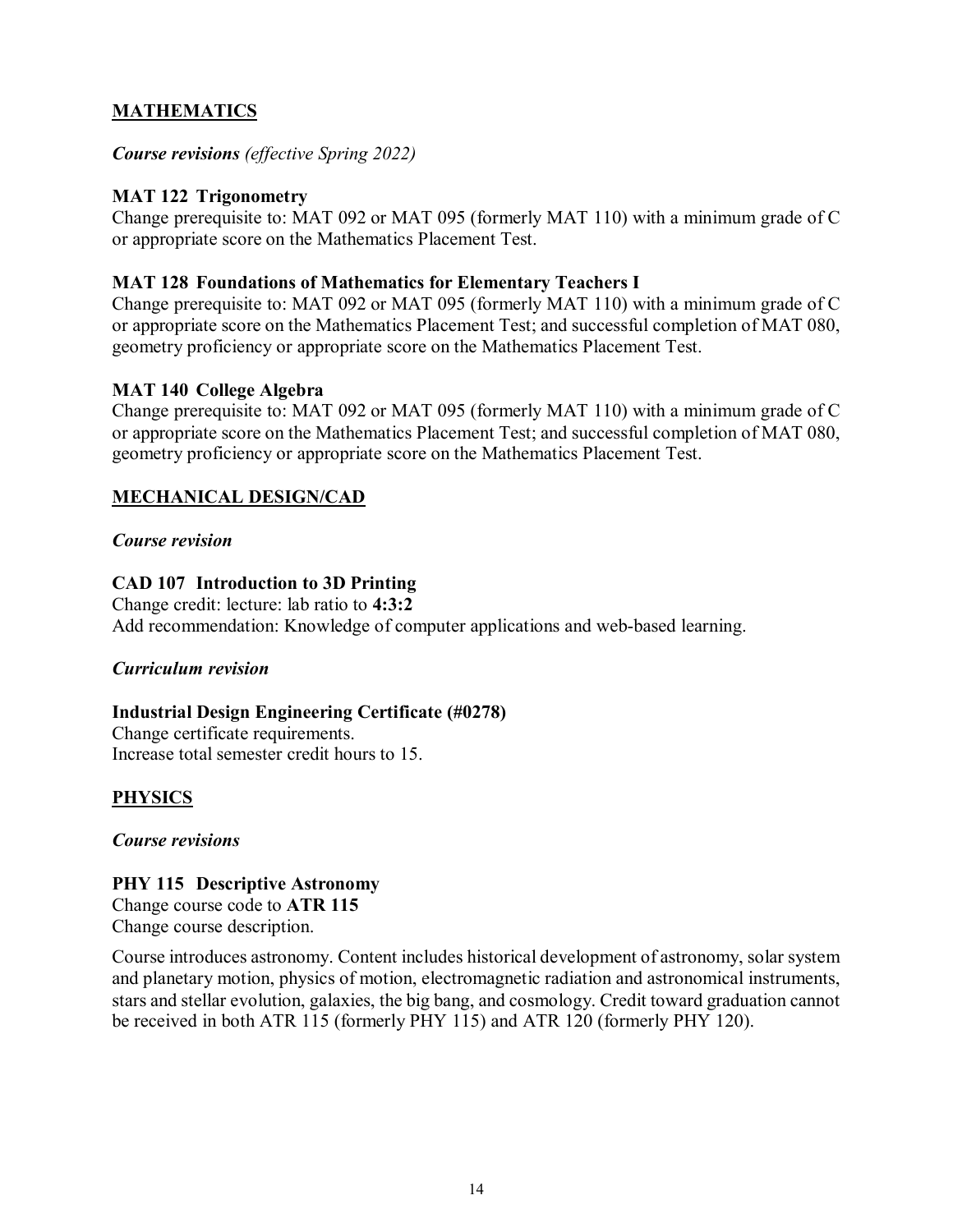## MATHEMATICS

***Course revisions*** *(effective Spring 2022)*

**MAT 122 Trigonometry**
Change prerequisite to: MAT 092 or MAT 095 (formerly MAT 110) with a minimum grade of C or appropriate score on the Mathematics Placement Test.

**MAT 128 Foundations of Mathematics for Elementary Teachers I**
Change prerequisite to: MAT 092 or MAT 095 (formerly MAT 110) with a minimum grade of C or appropriate score on the Mathematics Placement Test; and successful completion of MAT 080, geometry proficiency or appropriate score on the Mathematics Placement Test.

**MAT 140 College Algebra**
Change prerequisite to: MAT 092 or MAT 095 (formerly MAT 110) with a minimum grade of C or appropriate score on the Mathematics Placement Test; and successful completion of MAT 080, geometry proficiency or appropriate score on the Mathematics Placement Test.

## MECHANICAL DESIGN/CAD

***Course revision***

**CAD 107 Introduction to 3D Printing**
Change credit: lecture: lab ratio to **4:3:2**
Add recommendation: Knowledge of computer applications and web-based learning.

***Curriculum revision***

**Industrial Design Engineering Certificate (#0278)**
Change certificate requirements.
Increase total semester credit hours to 15.

## PHYSICS

***Course revisions***

**PHY 115 Descriptive Astronomy**
Change course code to **ATR 115**
Change course description.

Course introduces astronomy. Content includes historical development of astronomy, solar system and planetary motion, physics of motion, electromagnetic radiation and astronomical instruments, stars and stellar evolution, galaxies, the big bang, and cosmology. Credit toward graduation cannot be received in both ATR 115 (formerly PHY 115) and ATR 120 (formerly PHY 120).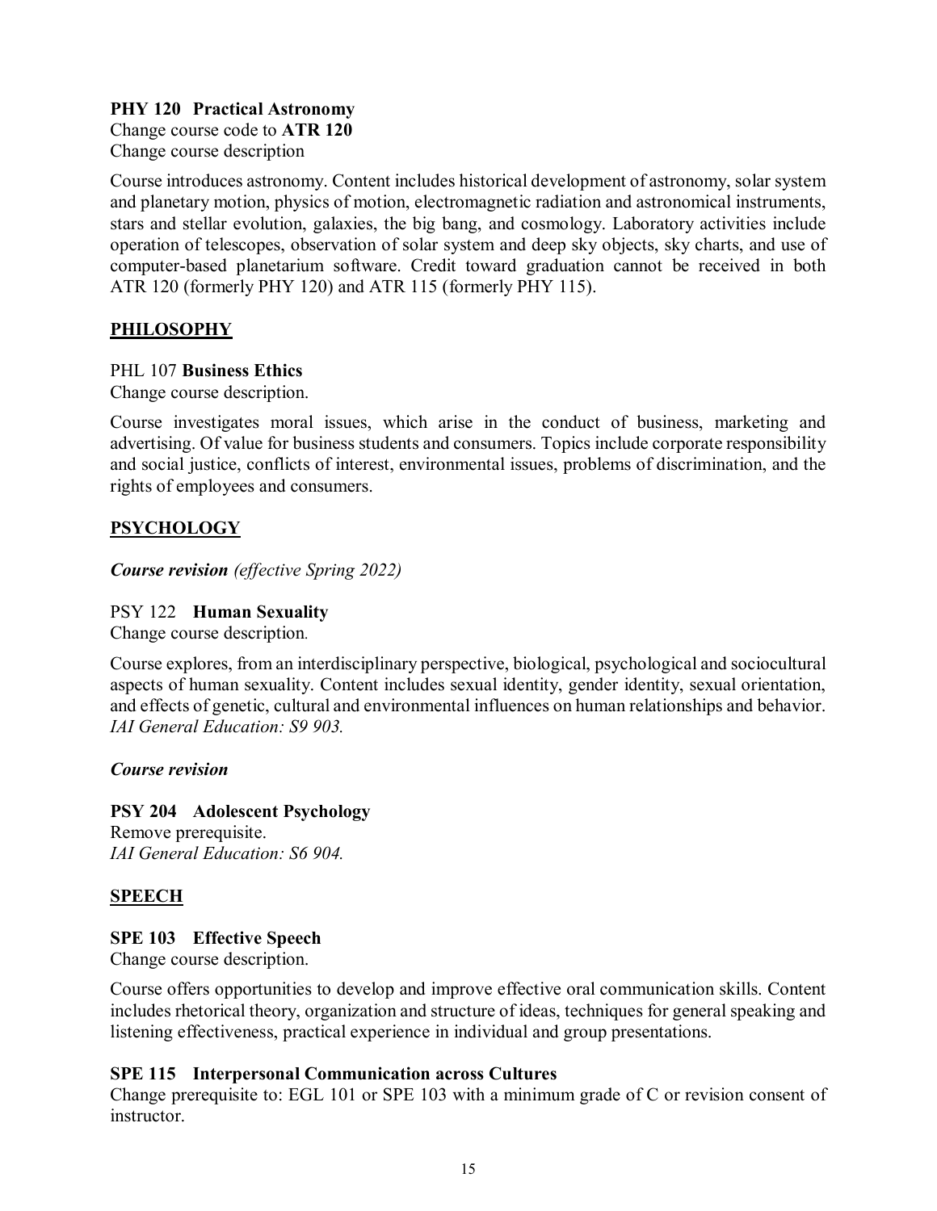**PHY 120 Practical Astronomy**
Change course code to **ATR 120**
Change course description

Course introduces astronomy. Content includes historical development of astronomy, solar system and planetary motion, physics of motion, electromagnetic radiation and astronomical instruments, stars and stellar evolution, galaxies, the big bang, and cosmology. Laboratory activities include operation of telescopes, observation of solar system and deep sky objects, sky charts, and use of computer-based planetarium software. Credit toward graduation cannot be received in both ATR 120 (formerly PHY 120) and ATR 115 (formerly PHY 115).

## PHILOSOPHY

PHL 107 **Business Ethics**
Change course description.

Course investigates moral issues, which arise in the conduct of business, marketing and advertising. Of value for business students and consumers. Topics include corporate responsibility and social justice, conflicts of interest, environmental issues, problems of discrimination, and the rights of employees and consumers.

## PSYCHOLOGY

***Course revision*** *(effective Spring 2022)*

PSY 122 **Human Sexuality**
Change course description.

Course explores, from an interdisciplinary perspective, biological, psychological and sociocultural aspects of human sexuality. Content includes sexual identity, gender identity, sexual orientation, and effects of genetic, cultural and environmental influences on human relationships and behavior. *IAI General Education: S9 903.*

***Course revision***

**PSY 204 Adolescent Psychology**
Remove prerequisite.
*IAI General Education: S6 904.*

## SPEECH

**SPE 103 Effective Speech**
Change course description.

Course offers opportunities to develop and improve effective oral communication skills. Content includes rhetorical theory, organization and structure of ideas, techniques for general speaking and listening effectiveness, practical experience in individual and group presentations.

**SPE 115 Interpersonal Communication across Cultures**
Change prerequisite to: EGL 101 or SPE 103 with a minimum grade of C or revision consent of instructor.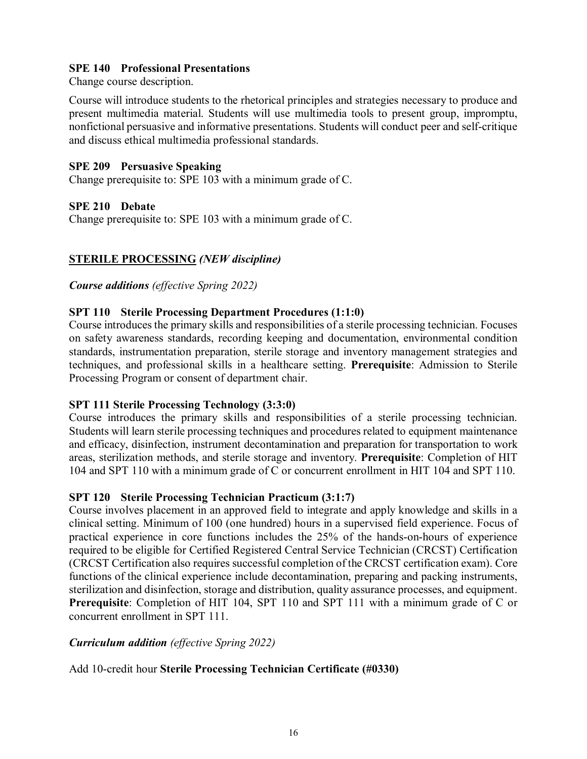**SPE 140 Professional Presentations**
Change course description.

Course will introduce students to the rhetorical principles and strategies necessary to produce and present multimedia material. Students will use multimedia tools to present group, impromptu, nonfictional persuasive and informative presentations. Students will conduct peer and self-critique and discuss ethical multimedia professional standards.

**SPE 209 Persuasive Speaking**
Change prerequisite to: SPE 103 with a minimum grade of C.

**SPE 210 Debate**
Change prerequisite to: SPE 103 with a minimum grade of C.

**STERILE PROCESSING** ***(NEW discipline)***

***Course additions*** *(effective Spring 2022)*

**SPT 110 Sterile Processing Department Procedures (1:1:0)**
Course introduces the primary skills and responsibilities of a sterile processing technician. Focuses on safety awareness standards, recording keeping and documentation, environmental condition standards, instrumentation preparation, sterile storage and inventory management strategies and techniques, and professional skills in a healthcare setting. **Prerequisite**: Admission to Sterile Processing Program or consent of department chair.

**SPT 111 Sterile Processing Technology (3:3:0)**
Course introduces the primary skills and responsibilities of a sterile processing technician. Students will learn sterile processing techniques and procedures related to equipment maintenance and efficacy, disinfection, instrument decontamination and preparation for transportation to work areas, sterilization methods, and sterile storage and inventory. **Prerequisite**: Completion of HIT 104 and SPT 110 with a minimum grade of C or concurrent enrollment in HIT 104 and SPT 110.

**SPT 120 Sterile Processing Technician Practicum (3:1:7)**
Course involves placement in an approved field to integrate and apply knowledge and skills in a clinical setting. Minimum of 100 (one hundred) hours in a supervised field experience. Focus of practical experience in core functions includes the 25% of the hands-on-hours of experience required to be eligible for Certified Registered Central Service Technician (CRCST) Certification (CRCST Certification also requires successful completion of the CRCST certification exam). Core functions of the clinical experience include decontamination, preparing and packing instruments, sterilization and disinfection, storage and distribution, quality assurance processes, and equipment. **Prerequisite**: Completion of HIT 104, SPT 110 and SPT 111 with a minimum grade of C or concurrent enrollment in SPT 111.

***Curriculum addition*** *(effective Spring 2022)*

Add 10-credit hour **Sterile Processing Technician Certificate (#0330)**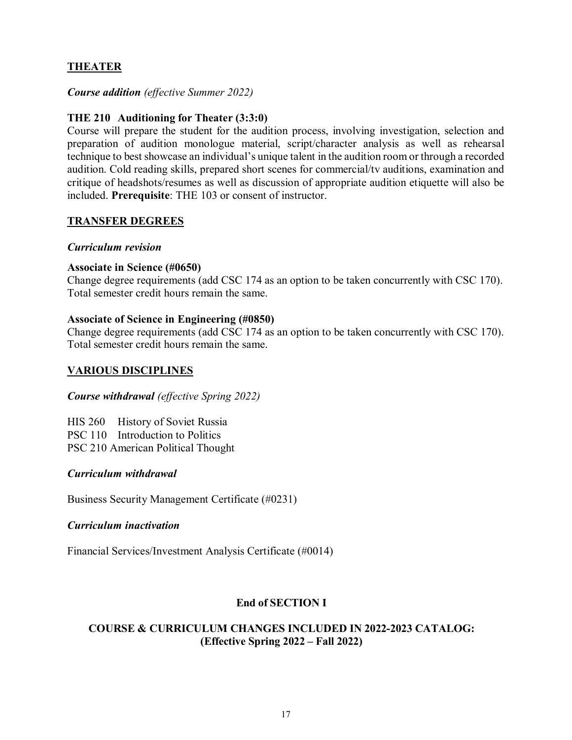## THEATER

***Course addition*** *(effective Summer 2022)*

**THE 210 Auditioning for Theater (3:3:0)**
Course will prepare the student for the audition process, involving investigation, selection and preparation of audition monologue material, script/character analysis as well as rehearsal technique to best showcase an individual's unique talent in the audition room or through a recorded audition. Cold reading skills, prepared short scenes for commercial/tv auditions, examination and critique of headshots/resumes as well as discussion of appropriate audition etiquette will also be included. **Prerequisite**: THE 103 or consent of instructor.

## TRANSFER DEGREES

***Curriculum revision***

**Associate in Science (#0650)**
Change degree requirements (add CSC 174 as an option to be taken concurrently with CSC 170). Total semester credit hours remain the same.

**Associate of Science in Engineering (#0850)**
Change degree requirements (add CSC 174 as an option to be taken concurrently with CSC 170). Total semester credit hours remain the same.

## VARIOUS DISCIPLINES

***Course withdrawal*** *(effective Spring 2022)*

HIS 260 History of Soviet Russia
PSC 110 Introduction to Politics
PSC 210 American Political Thought

***Curriculum withdrawal***

Business Security Management Certificate (#0231)

***Curriculum inactivation***

Financial Services/Investment Analysis Certificate (#0014)

**End of SECTION I**

**COURSE & CURRICULUM CHANGES INCLUDED IN 2022-2023 CATALOG: (Effective Spring 2022 – Fall 2022)**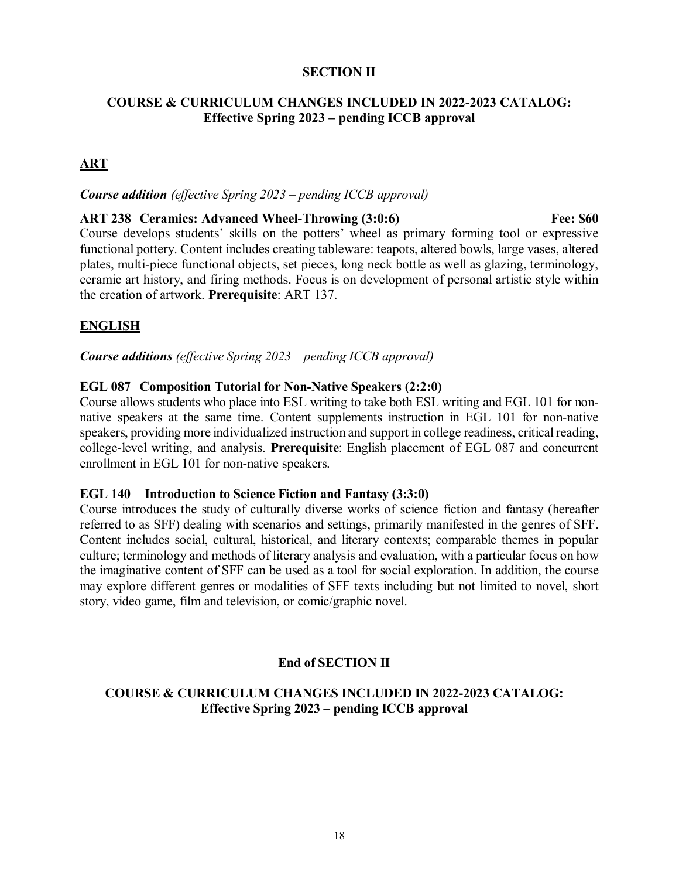## SECTION II

## COURSE & CURRICULUM CHANGES INCLUDED IN 2022-2023 CATALOG: Effective Spring 2023 – pending ICCB approval

### ART

***Course addition*** *(effective Spring 2023 – pending ICCB approval)*

**ART 238 Ceramics: Advanced Wheel-Throwing (3:0:6) Fee: $60**

Course develops students' skills on the potters' wheel as primary forming tool or expressive functional pottery. Content includes creating tableware: teapots, altered bowls, large vases, altered plates, multi-piece functional objects, set pieces, long neck bottle as well as glazing, terminology, ceramic art history, and firing methods. Focus is on development of personal artistic style within the creation of artwork. **Prerequisite**: ART 137.

### ENGLISH

***Course additions*** *(effective Spring 2023 – pending ICCB approval)*

**EGL 087 Composition Tutorial for Non-Native Speakers (2:2:0)**

Course allows students who place into ESL writing to take both ESL writing and EGL 101 for non-native speakers at the same time. Content supplements instruction in EGL 101 for non-native speakers, providing more individualized instruction and support in college readiness, critical reading, college-level writing, and analysis. **Prerequisite**: English placement of EGL 087 and concurrent enrollment in EGL 101 for non-native speakers.

**EGL 140 Introduction to Science Fiction and Fantasy (3:3:0)**

Course introduces the study of culturally diverse works of science fiction and fantasy (hereafter referred to as SFF) dealing with scenarios and settings, primarily manifested in the genres of SFF. Content includes social, cultural, historical, and literary contexts; comparable themes in popular culture; terminology and methods of literary analysis and evaluation, with a particular focus on how the imaginative content of SFF can be used as a tool for social exploration. In addition, the course may explore different genres or modalities of SFF texts including but not limited to novel, short story, video game, film and television, or comic/graphic novel.

**End of SECTION II**

**COURSE & CURRICULUM CHANGES INCLUDED IN 2022-2023 CATALOG: Effective Spring 2023 – pending ICCB approval**